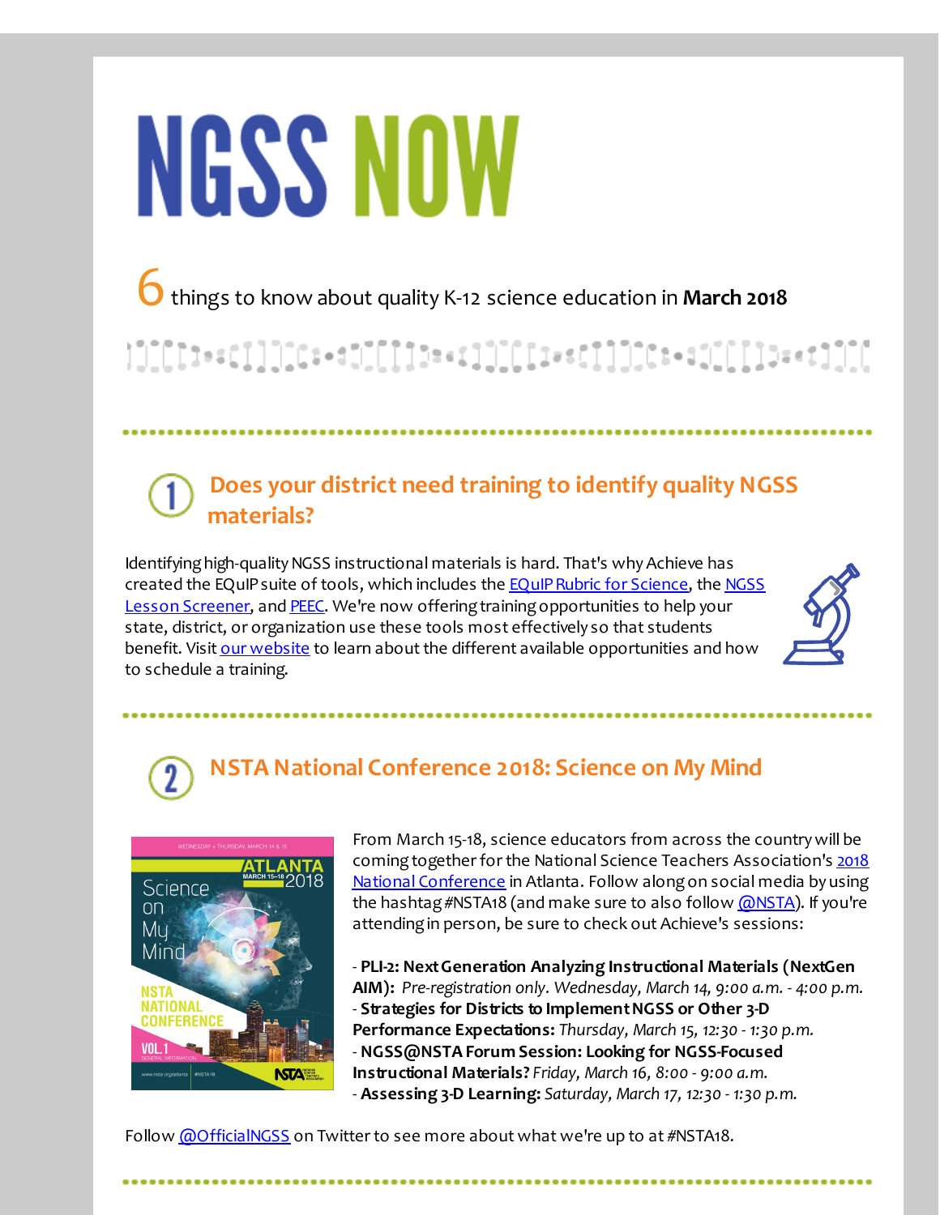# NGSS NOW

6 things to know about quality K-12 science education in **March 2018**

## 1 Does your district need training to identify quality NGSS materials?

Identifying high-quality NGSS instructional materials is hard. That's why Achieve has created the EQuIP suite of tools, which includes the EQuIP Rubric for Science, the NGSS Lesson Screener, and PEEC. We're now offering training opportunities to help your state, district, or organization use these tools most effectively so that students benefit. Visit our website to learn about the different available opportunities and how to schedule a training.

## 2 NSTA National Conference 2018: Science on My Mind

From March 15-18, science educators from across the country will be coming together for the National Science Teachers Association's 2018 National Conference in Atlanta. Follow along on social media by using the hashtag #NSTA18 (and make sure to also follow @NSTA). If you're attending in person, be sure to check out Achieve's sessions:

- **PLI-2: Next Generation Analyzing Instructional Materials (NextGen AIM):** *Pre-registration only. Wednesday, March 14, 9:00 a.m. - 4:00 p.m.*
- **Strategies for Districts to Implement NGSS or Other 3-D Performance Expectations:** *Thursday, March 15, 12:30 - 1:30 p.m.*
- **NGSS@NSTA Forum Session: Looking for NGSS-Focused Instructional Materials?** *Friday, March 16, 8:00 - 9:00 a.m.*
- **Assessing 3-D Learning:** *Saturday, March 17, 12:30 - 1:30 p.m.*

Follow @OfficialNGSS on Twitter to see more about what we're up to at #NSTA18.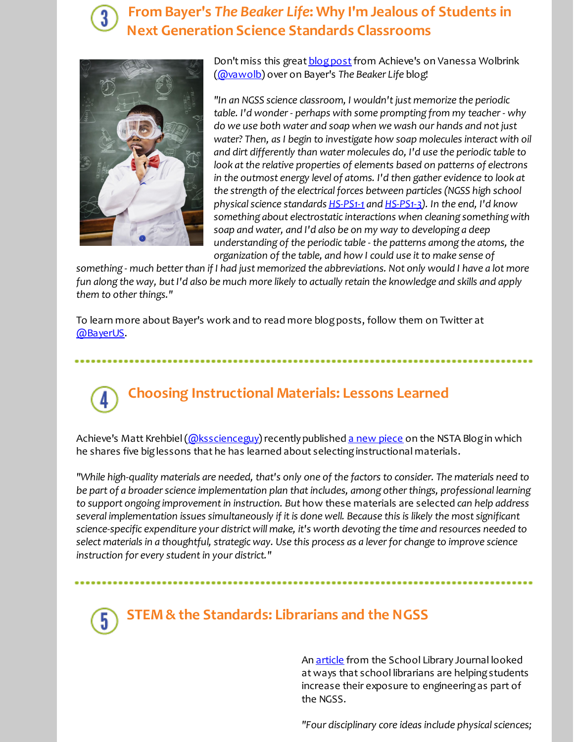## 3 From Bayer's *The Beaker Life*: Why I'm Jealous of Students in Next Generation Science Standards Classrooms

Don't miss this great blog post from Achieve's on Vanessa Wolbrink (@vawolb) over on Bayer's *The Beaker Life* blog!

*"In an NGSS science classroom, I wouldn't just memorize the periodic table. I'd wonder - perhaps with some prompting from my teacher - why do we use both water and soap when we wash our hands and not just water? Then, as I begin to investigate how soap molecules interact with oil and dirt differently than water molecules do, I'd use the periodic table to look at the relative properties of elements based on patterns of electrons in the outmost energy level of atoms. I'd then gather evidence to look at the strength of the electrical forces between particles (NGSS high school physical science standards HS-PS1-1 and HS-PS1-3). In the end, I'd know something about electrostatic interactions when cleaning something with soap and water, and I'd also be on my way to developing a deep understanding of the periodic table - the patterns among the atoms, the organization of the table, and how I could use it to make sense of something - much better than if I had just memorized the abbreviations. Not only would I have a lot more fun along the way, but I'd also be much more likely to actually retain the knowledge and skills and apply them to other things."*

To learn more about Bayer's work and to read more blog posts, follow them on Twitter at @BayerUS.

## 4 Choosing Instructional Materials: Lessons Learned

Achieve's Matt Krehbiel (@kssciencеguy) recently published a new piece on the NSTA Blog in which he shares five big lessons that he has learned about selecting instructional materials.

*"While high-quality materials are needed, that's only one of the factors to consider. The materials need to be part of a broader science implementation plan that includes, among other things, professional learning to support ongoing improvement in instruction. But how these materials are selected can help address several implementation issues simultaneously if it is done well. Because this is likely the most significant science-specific expenditure your district will make, it's worth devoting the time and resources needed to select materials in a thoughtful, strategic way. Use this process as a lever for change to improve science instruction for every student in your district."*

## 5 STEM & the Standards: Librarians and the NGSS

An article from the School Library Journal looked at ways that school librarians are helping students increase their exposure to engineering as part of the NGSS.

*"Four disciplinary core ideas include physical sciences;*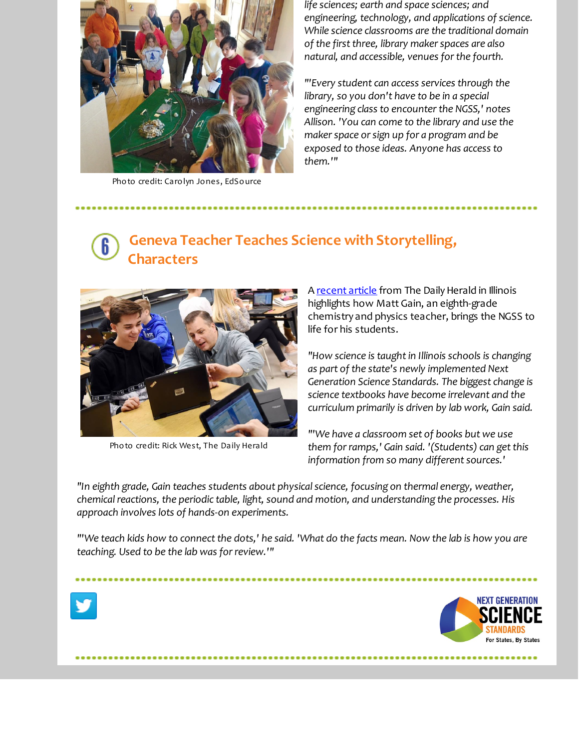Photo credit: Carolyn Jones, EdSource

*life sciences; earth and space sciences; and engineering, technology, and applications of science. While science classrooms are the traditional domain of the first three, library maker spaces are also natural, and accessible, venues for the fourth.*

*"'Every student can access services through the library, so you don't have to be in a special engineering class to encounter the NGSS,' notes Allison. 'You can come to the library and use the maker space or sign up for a program and be exposed to those ideas. Anyone has access to them.'"*

## 6 Geneva Teacher Teaches Science with Storytelling, Characters

Photo credit: Rick West, The Daily Herald

A recent article from The Daily Herald in Illinois highlights how Matt Gain, an eighth-grade chemistry and physics teacher, brings the NGSS to life for his students.

*"How science is taught in Illinois schools is changing as part of the state's newly implemented Next Generation Science Standards. The biggest change is science textbooks have become irrelevant and the curriculum primarily is driven by lab work, Gain said.*

*"'We have a classroom set of books but we use them for ramps,' Gain said. '(Students) can get this information from so many different sources.'*

*"In eighth grade, Gain teaches students about physical science, focusing on thermal energy, weather, chemical reactions, the periodic table, light, sound and motion, and understanding the processes. His approach involves lots of hands-on experiments.*

*"'We teach kids how to connect the dots,' he said. 'What do the facts mean. Now the lab is how you are teaching. Used to be the lab was for review.'"*

NEXT GENERATION SCIENCE STANDARDS
For States, By States